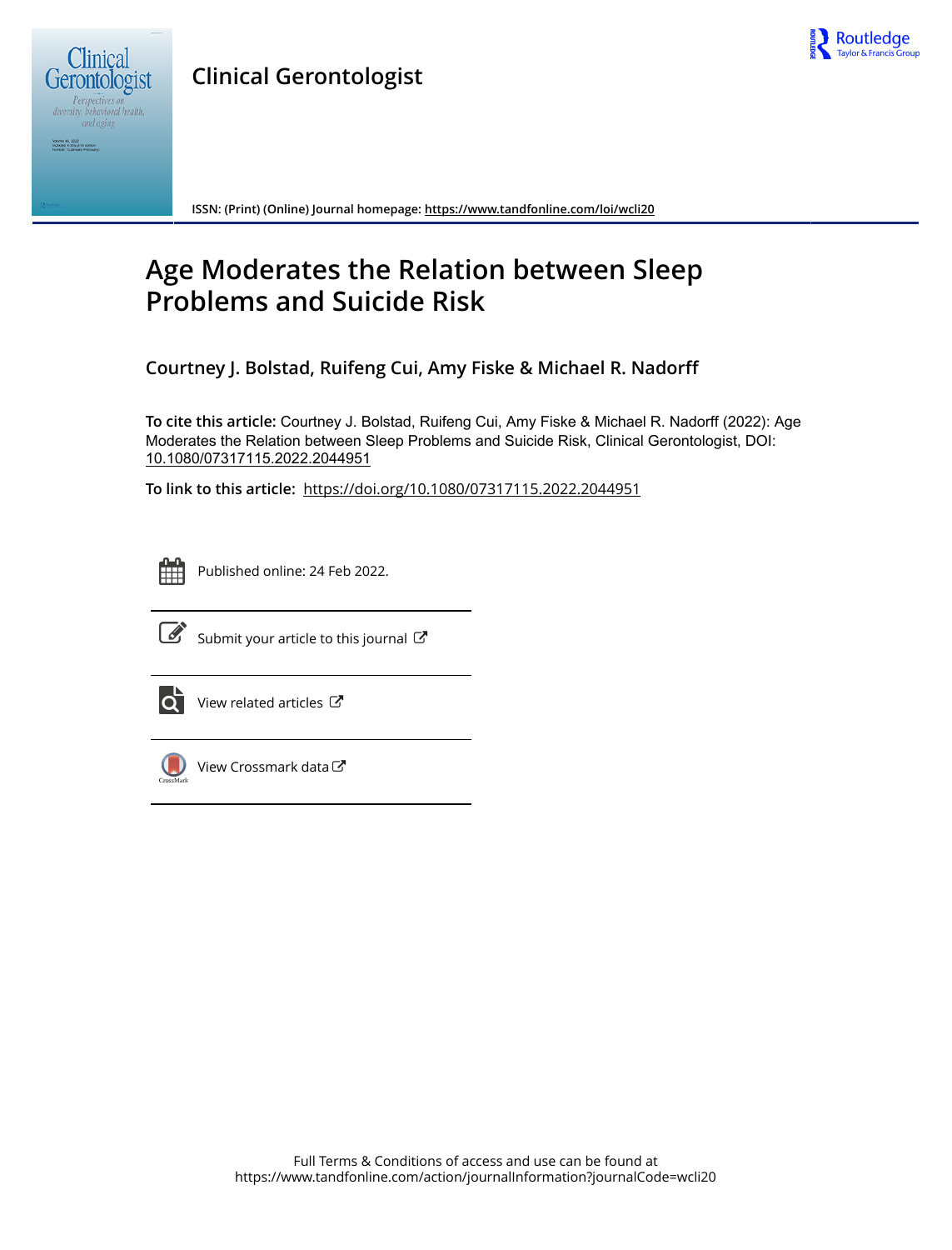**Clinical Gerontologist**

ISSN: (Print) (Online) Journal homepage: https://www.tandfonline.com/loi/wcli20

# Age Moderates the Relation between Sleep Problems and Suicide Risk

**Courtney J. Bolstad, Ruifeng Cui, Amy Fiske & Michael R. Nadorff**

**To cite this article:** Courtney J. Bolstad, Ruifeng Cui, Amy Fiske & Michael R. Nadorff (2022): Age Moderates the Relation between Sleep Problems and Suicide Risk, Clinical Gerontologist, DOI: 10.1080/07317115.2022.2044951

**To link to this article:** https://doi.org/10.1080/07317115.2022.2044951

Published online: 24 Feb 2022.

Submit your article to this journal

View related articles

View Crossmark data

Full Terms & Conditions of access and use can be found at
https://www.tandfonline.com/action/journalInformation?journalCode=wcli20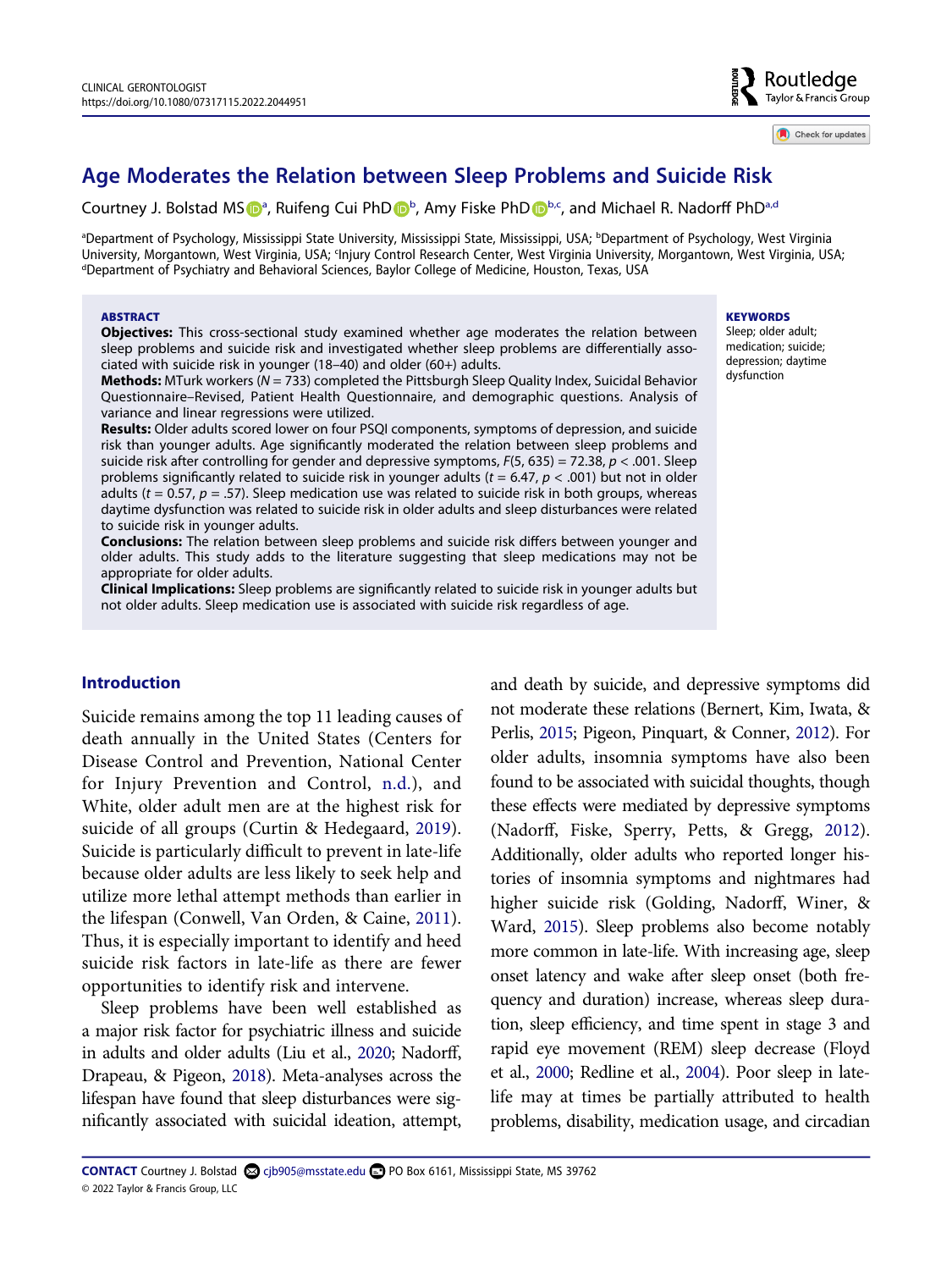# Age Moderates the Relation between Sleep Problems and Suicide Risk

Courtney J. Bolstad MS[a], Ruifeng Cui PhD[b], Amy Fiske PhD[b,c], and Michael R. Nadorff PhD[a,d]

[a]Department of Psychology, Mississippi State University, Mississippi State, Mississippi, USA; [b]Department of Psychology, West Virginia University, Morgantown, West Virginia, USA; [c]Injury Control Research Center, West Virginia University, Morgantown, West Virginia, USA; [d]Department of Psychiatry and Behavioral Sciences, Baylor College of Medicine, Houston, Texas, USA

## ABSTRACT

**Objectives:** This cross-sectional study examined whether age moderates the relation between sleep problems and suicide risk and investigated whether sleep problems are differentially associated with suicide risk in younger (18–40) and older (60+) adults.

**Methods:** MTurk workers ($N$ = 733) completed the Pittsburgh Sleep Quality Index, Suicidal Behavior Questionnaire–Revised, Patient Health Questionnaire, and demographic questions. Analysis of variance and linear regressions were utilized.

**Results:** Older adults scored lower on four PSQI components, symptoms of depression, and suicide risk than younger adults. Age significantly moderated the relation between sleep problems and suicide risk after controlling for gender and depressive symptoms, $F(5, 635) = 72.38$, $p < .001$. Sleep problems significantly related to suicide risk in younger adults ($t = 6.47$, $p < .001$) but not in older adults ($t = 0.57$, $p = .57$). Sleep medication use was related to suicide risk in both groups, whereas daytime dysfunction was related to suicide risk in older adults and sleep disturbances were related to suicide risk in younger adults.

**Conclusions:** The relation between sleep problems and suicide risk differs between younger and older adults. This study adds to the literature suggesting that sleep medications may not be appropriate for older adults.

**Clinical Implications:** Sleep problems are significantly related to suicide risk in younger adults but not older adults. Sleep medication use is associated with suicide risk regardless of age.

## KEYWORDS

Sleep; older adult; medication; suicide; depression; daytime dysfunction

## Introduction

Suicide remains among the top 11 leading causes of death annually in the United States (Centers for Disease Control and Prevention, National Center for Injury Prevention and Control, n.d.), and White, older adult men are at the highest risk for suicide of all groups (Curtin & Hedegaard, 2019). Suicide is particularly difficult to prevent in late-life because older adults are less likely to seek help and utilize more lethal attempt methods than earlier in the lifespan (Conwell, Van Orden, & Caine, 2011). Thus, it is especially important to identify and heed suicide risk factors in late-life as there are fewer opportunities to identify risk and intervene.

Sleep problems have been well established as a major risk factor for psychiatric illness and suicide in adults and older adults (Liu et al., 2020; Nadorff, Drapeau, & Pigeon, 2018). Meta-analyses across the lifespan have found that sleep disturbances were significantly associated with suicidal ideation, attempt, and death by suicide, and depressive symptoms did not moderate these relations (Bernert, Kim, Iwata, & Perlis, 2015; Pigeon, Pinquart, & Conner, 2012). For older adults, insomnia symptoms have also been found to be associated with suicidal thoughts, though these effects were mediated by depressive symptoms (Nadorff, Fiske, Sperry, Petts, & Gregg, 2012). Additionally, older adults who reported longer histories of insomnia symptoms and nightmares had higher suicide risk (Golding, Nadorff, Winer, & Ward, 2015). Sleep problems also become notably more common in late-life. With increasing age, sleep onset latency and wake after sleep onset (both frequency and duration) increase, whereas sleep duration, sleep efficiency, and time spent in stage 3 and rapid eye movement (REM) sleep decrease (Floyd et al., 2000; Redline et al., 2004). Poor sleep in late-life may at times be partially attributed to health problems, disability, medication usage, and circadian

**CONTACT** Courtney J. Bolstad cjb905@msstate.edu PO Box 6161, Mississippi State, MS 39762
© 2022 Taylor & Francis Group, LLC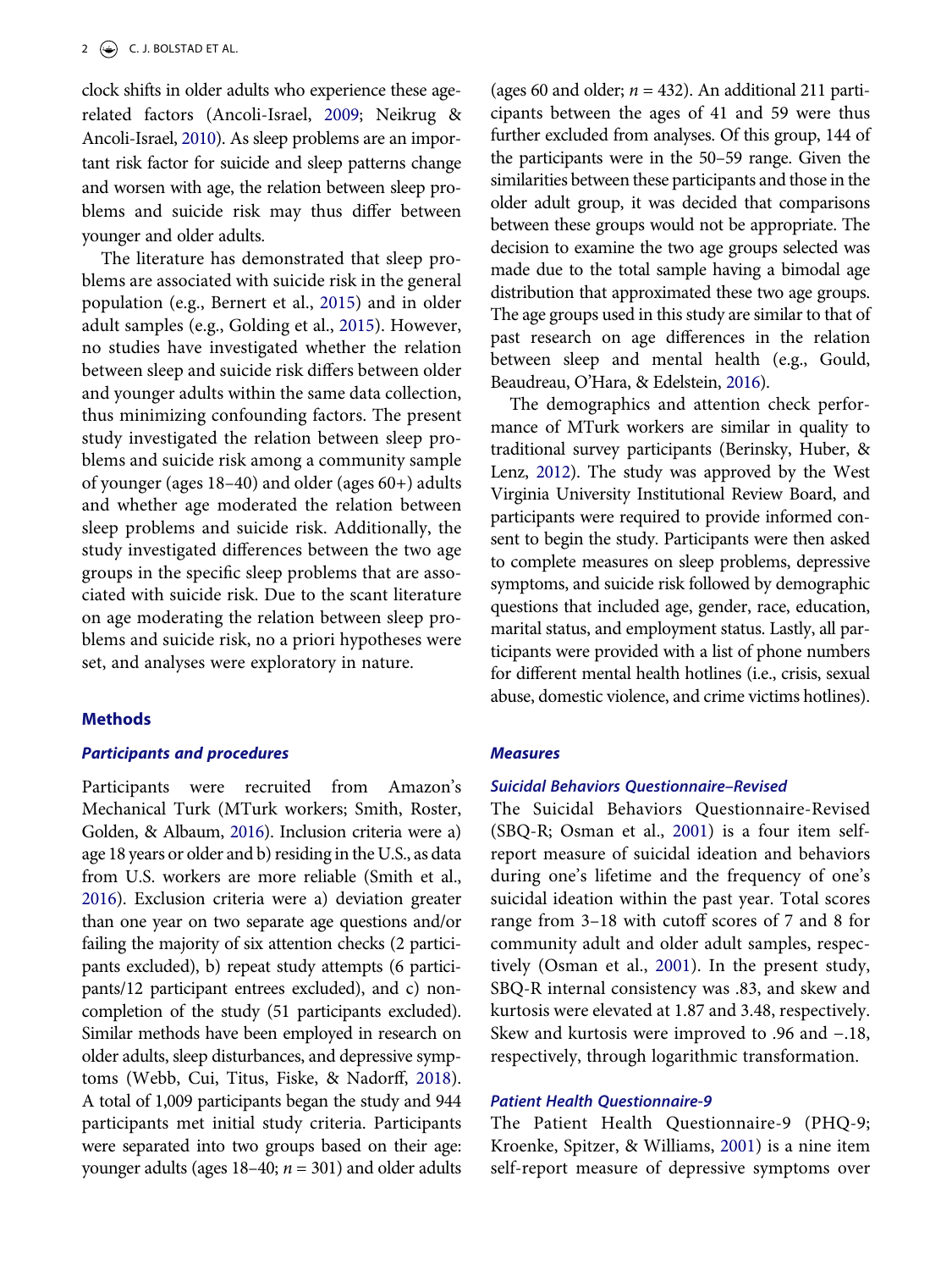clock shifts in older adults who experience these age-related factors (Ancoli-Israel, 2009; Neikrug & Ancoli-Israel, 2010). As sleep problems are an important risk factor for suicide and sleep patterns change and worsen with age, the relation between sleep problems and suicide risk may thus differ between younger and older adults.

The literature has demonstrated that sleep problems are associated with suicide risk in the general population (e.g., Bernert et al., 2015) and in older adult samples (e.g., Golding et al., 2015). However, no studies have investigated whether the relation between sleep and suicide risk differs between older and younger adults within the same data collection, thus minimizing confounding factors. The present study investigated the relation between sleep problems and suicide risk among a community sample of younger (ages 18–40) and older (ages 60+) adults and whether age moderated the relation between sleep problems and suicide risk. Additionally, the study investigated differences between the two age groups in the specific sleep problems that are associated with suicide risk. Due to the scant literature on age moderating the relation between sleep problems and suicide risk, no a priori hypotheses were set, and analyses were exploratory in nature.

## Methods

### Participants and procedures

Participants were recruited from Amazon's Mechanical Turk (MTurk workers; Smith, Roster, Golden, & Albaum, 2016). Inclusion criteria were a) age 18 years or older and b) residing in the U.S., as data from U.S. workers are more reliable (Smith et al., 2016). Exclusion criteria were a) deviation greater than one year on two separate age questions and/or failing the majority of six attention checks (2 participants excluded), b) repeat study attempts (6 participants/12 participant entrees excluded), and c) non-completion of the study (51 participants excluded). Similar methods have been employed in research on older adults, sleep disturbances, and depressive symptoms (Webb, Cui, Titus, Fiske, & Nadorff, 2018). A total of 1,009 participants began the study and 944 participants met initial study criteria. Participants were separated into two groups based on their age: younger adults (ages 18–40; $n$ = 301) and older adults (ages 60 and older; $n$ = 432). An additional 211 participants between the ages of 41 and 59 were thus further excluded from analyses. Of this group, 144 of the participants were in the 50–59 range. Given the similarities between these participants and those in the older adult group, it was decided that comparisons between these groups would not be appropriate. The decision to examine the two age groups selected was made due to the total sample having a bimodal age distribution that approximated these two age groups. The age groups used in this study are similar to that of past research on age differences in the relation between sleep and mental health (e.g., Gould, Beaudreau, O'Hara, & Edelstein, 2016).

The demographics and attention check performance of MTurk workers are similar in quality to traditional survey participants (Berinsky, Huber, & Lenz, 2012). The study was approved by the West Virginia University Institutional Review Board, and participants were required to provide informed consent to begin the study. Participants were then asked to complete measures on sleep problems, depressive symptoms, and suicide risk followed by demographic questions that included age, gender, race, education, marital status, and employment status. Lastly, all participants were provided with a list of phone numbers for different mental health hotlines (i.e., crisis, sexual abuse, domestic violence, and crime victims hotlines).

### Measures

#### Suicidal Behaviors Questionnaire–Revised

The Suicidal Behaviors Questionnaire-Revised (SBQ-R; Osman et al., 2001) is a four item self-report measure of suicidal ideation and behaviors during one's lifetime and the frequency of one's suicidal ideation within the past year. Total scores range from 3–18 with cutoff scores of 7 and 8 for community adult and older adult samples, respectively (Osman et al., 2001). In the present study, SBQ-R internal consistency was .83, and skew and kurtosis were elevated at 1.87 and 3.48, respectively. Skew and kurtosis were improved to .96 and −.18, respectively, through logarithmic transformation.

#### Patient Health Questionnaire-9

The Patient Health Questionnaire-9 (PHQ-9; Kroenke, Spitzer, & Williams, 2001) is a nine item self-report measure of depressive symptoms over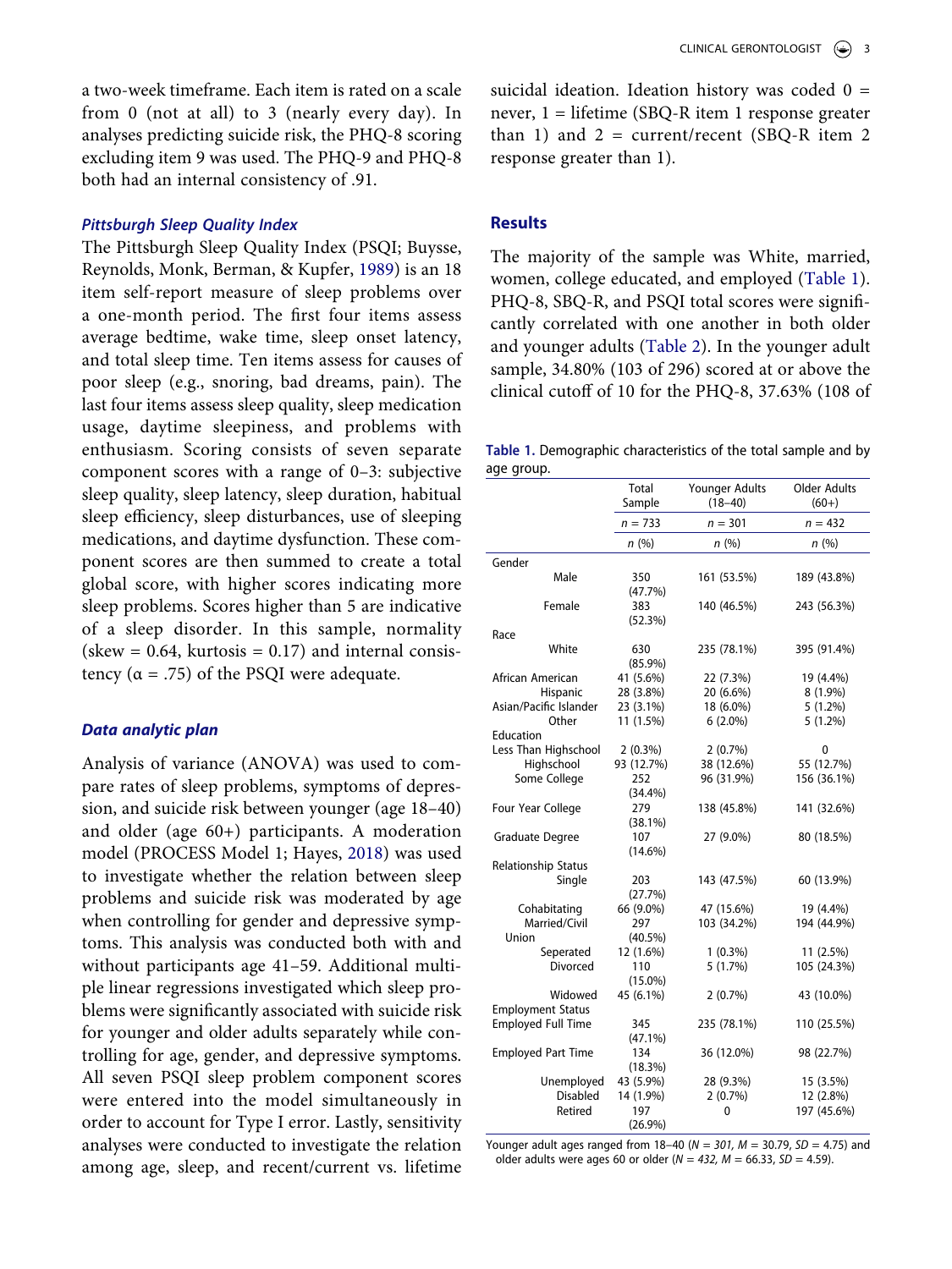a two-week timeframe. Each item is rated on a scale from 0 (not at all) to 3 (nearly every day). In analyses predicting suicide risk, the PHQ-8 scoring excluding item 9 was used. The PHQ-9 and PHQ-8 both had an internal consistency of .91.

### *Pittsburgh Sleep Quality Index*

The Pittsburgh Sleep Quality Index (PSQI; Buysse, Reynolds, Monk, Berman, & Kupfer, 1989) is an 18 item self-report measure of sleep problems over a one-month period. The first four items assess average bedtime, wake time, sleep onset latency, and total sleep time. Ten items assess for causes of poor sleep (e.g., snoring, bad dreams, pain). The last four items assess sleep quality, sleep medication usage, daytime sleepiness, and problems with enthusiasm. Scoring consists of seven separate component scores with a range of 0–3: subjective sleep quality, sleep latency, sleep duration, habitual sleep efficiency, sleep disturbances, use of sleeping medications, and daytime dysfunction. These component scores are then summed to create a total global score, with higher scores indicating more sleep problems. Scores higher than 5 are indicative of a sleep disorder. In this sample, normality (skew = 0.64, kurtosis = 0.17) and internal consistency ($\alpha$ = .75) of the PSQI were adequate.

### *Data analytic plan*

Analysis of variance (ANOVA) was used to compare rates of sleep problems, symptoms of depression, and suicide risk between younger (age 18–40) and older (age 60+) participants. A moderation model (PROCESS Model 1; Hayes, 2018) was used to investigate whether the relation between sleep problems and suicide risk was moderated by age when controlling for gender and depressive symptoms. This analysis was conducted both with and without participants age 41–59. Additional multiple linear regressions investigated which sleep problems were significantly associated with suicide risk for younger and older adults separately while controlling for age, gender, and depressive symptoms. All seven PSQI sleep problem component scores were entered into the model simultaneously in order to account for Type I error. Lastly, sensitivity analyses were conducted to investigate the relation among age, sleep, and recent/current vs. lifetime suicidal ideation. Ideation history was coded 0 = never, 1 = lifetime (SBQ-R item 1 response greater than 1) and 2 = current/recent (SBQ-R item 2 response greater than 1).

## Results

The majority of the sample was White, married, women, college educated, and employed (Table 1). PHQ-8, SBQ-R, and PSQI total scores were significantly correlated with one another in both older and younger adults (Table 2). In the younger adult sample, 34.80% (103 of 296) scored at or above the clinical cutoff of 10 for the PHQ-8, 37.63% (108 of

**Table 1.** Demographic characteristics of the total sample and by age group.

| | Total Sample | Younger Adults (18–40) | Older Adults (60+) |
|---|---|---|---|
| | *n* = 733 | *n* = 301 | *n* = 432 |
| | *n* (%) | *n* (%) | *n* (%) |
| Gender | | | |
| Male | 350 (47.7%) | 161 (53.5%) | 189 (43.8%) |
| Female | 383 (52.3%) | 140 (46.5%) | 243 (56.3%) |
| Race | | | |
| White | 630 (85.9%) | 235 (78.1%) | 395 (91.4%) |
| African American | 41 (5.6%) | 22 (7.3%) | 19 (4.4%) |
| Hispanic | 28 (3.8%) | 20 (6.6%) | 8 (1.9%) |
| Asian/Pacific Islander | 23 (3.1%) | 18 (6.0%) | 5 (1.2%) |
| Other | 11 (1.5%) | 6 (2.0%) | 5 (1.2%) |
| Education | | | |
| Less Than Highschool | 2 (0.3%) | 2 (0.7%) | 0 |
| Highschool | 93 (12.7%) | 38 (12.6%) | 55 (12.7%) |
| Some College | 252 (34.4%) | 96 (31.9%) | 156 (36.1%) |
| Four Year College | 279 (38.1%) | 138 (45.8%) | 141 (32.6%) |
| Graduate Degree | 107 (14.6%) | 27 (9.0%) | 80 (18.5%) |
| Relationship Status | | | |
| Single | 203 (27.7%) | 143 (47.5%) | 60 (13.9%) |
| Cohabitating | 66 (9.0%) | 47 (15.6%) | 19 (4.4%) |
| Married/Civil Union | 297 (40.5%) | 103 (34.2%) | 194 (44.9%) |
| Seperated | 12 (1.6%) | 1 (0.3%) | 11 (2.5%) |
| Divorced | 110 (15.0%) | 5 (1.7%) | 105 (24.3%) |
| Widowed | 45 (6.1%) | 2 (0.7%) | 43 (10.0%) |
| Employment Status | | | |
| Employed Full Time | 345 (47.1%) | 235 (78.1%) | 110 (25.5%) |
| Employed Part Time | 134 (18.3%) | 36 (12.0%) | 98 (22.7%) |
| Unemployed | 43 (5.9%) | 28 (9.3%) | 15 (3.5%) |
| Disabled | 14 (1.9%) | 2 (0.7%) | 12 (2.8%) |
| Retired | 197 (26.9%) | 0 | 197 (45.6%) |

Younger adult ages ranged from 18–40 (*N = 301*, *M* = 30.79, *SD* = 4.75) and older adults were ages 60 or older (*N = 432*, *M* = 66.33, *SD* = 4.59).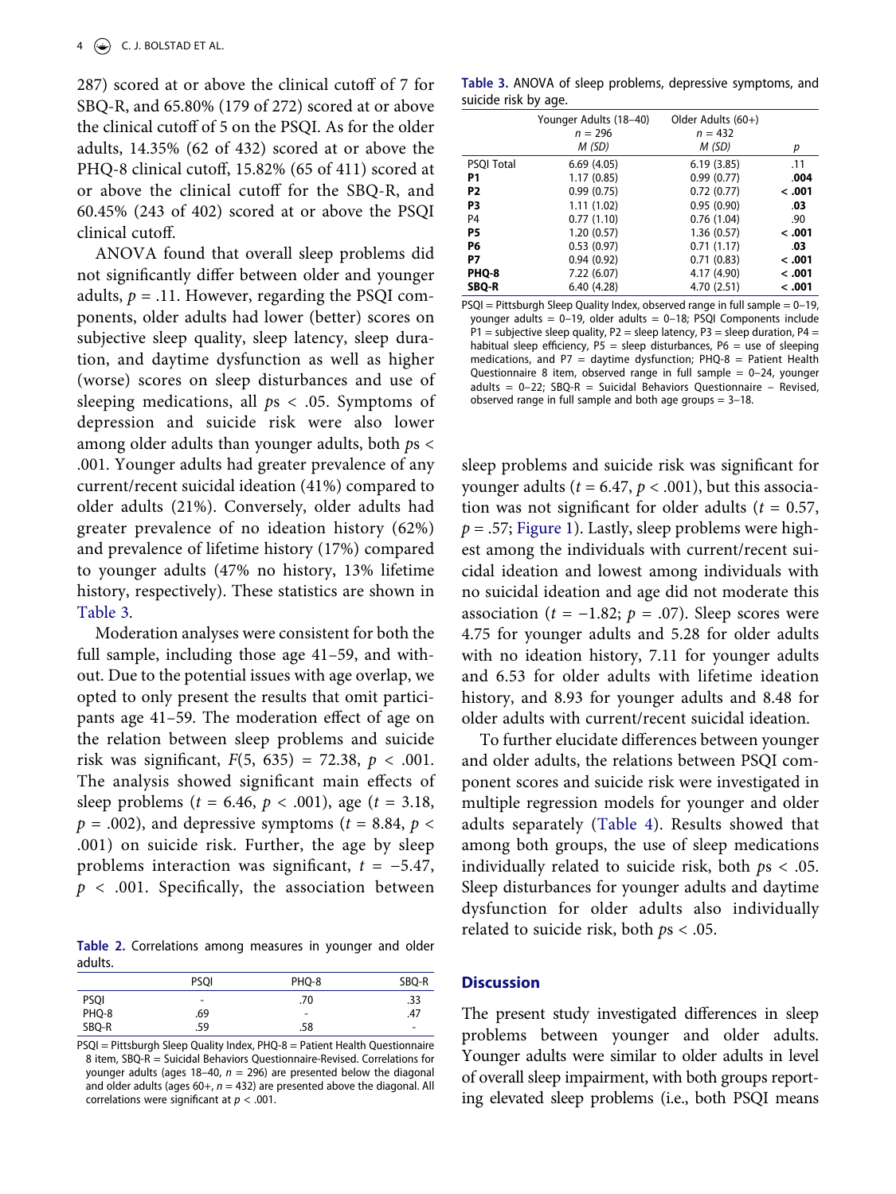287) scored at or above the clinical cutoff of 7 for SBQ-R, and 65.80% (179 of 272) scored at or above the clinical cutoff of 5 on the PSQI. As for the older adults, 14.35% (62 of 432) scored at or above the PHQ-8 clinical cutoff, 15.82% (65 of 411) scored at or above the clinical cutoff for the SBQ-R, and 60.45% (243 of 402) scored at or above the PSQI clinical cutoff.

ANOVA found that overall sleep problems did not significantly differ between older and younger adults, $p = .11$. However, regarding the PSQI components, older adults had lower (better) scores on subjective sleep quality, sleep latency, sleep duration, and daytime dysfunction as well as higher (worse) scores on sleep disturbances and use of sleeping medications, all $p$s $< .05$. Symptoms of depression and suicide risk were also lower among older adults than younger adults, both $p$s $< .001$. Younger adults had greater prevalence of any current/recent suicidal ideation (41%) compared to older adults (21%). Conversely, older adults had greater prevalence of no ideation history (62%) and prevalence of lifetime history (17%) compared to younger adults (47% no history, 13% lifetime history, respectively). These statistics are shown in Table 3.

Moderation analyses were consistent for both the full sample, including those age 41–59, and without. Due to the potential issues with age overlap, we opted to only present the results that omit participants age 41–59. The moderation effect of age on the relation between sleep problems and suicide risk was significant, $F(5, 635) = 72.38$, $p < .001$. The analysis showed significant main effects of sleep problems ($t = 6.46$, $p < .001$), age ($t = 3.18$, $p = .002$), and depressive symptoms ($t = 8.84$, $p < .001$) on suicide risk. Further, the age by sleep problems interaction was significant, $t = -5.47$, $p < .001$. Specifically, the association between sleep problems and suicide risk was significant for younger adults ($t = 6.47$, $p < .001$), but this association was not significant for older adults ($t = 0.57$, $p = .57$; Figure 1). Lastly, sleep problems were highest among the individuals with current/recent suicidal ideation and lowest among individuals with no suicidal ideation and age did not moderate this association ($t = -1.82$; $p = .07$). Sleep scores were 4.75 for younger adults and 5.28 for older adults with no ideation history, 7.11 for younger adults and 6.53 for older adults with lifetime ideation history, and 8.93 for younger adults and 8.48 for older adults with current/recent suicidal ideation.

To further elucidate differences between younger and older adults, the relations between PSQI component scores and suicide risk were investigated in multiple regression models for younger and older adults separately (Table 4). Results showed that among both groups, the use of sleep medications individually related to suicide risk, both $p$s $< .05$. Sleep disturbances for younger adults and daytime dysfunction for older adults also individually related to suicide risk, both $p$s $< .05$.

**Table 2.** Correlations among measures in younger and older adults.

| | PSQI | PHQ-8 | SBQ-R |
|---|---|---|---|
| PSQI | - | .70 | .33 |
| PHQ-8 | .69 | - | .47 |
| SBQ-R | .59 | .58 | - |

PSQI = Pittsburgh Sleep Quality Index, PHQ-8 = Patient Health Questionnaire 8 item, SBQ-R = Suicidal Behaviors Questionnaire-Revised. Correlations for younger adults (ages 18–40, $n = 296$) are presented below the diagonal and older adults (ages 60+, $n = 432$) are presented above the diagonal. All correlations were significant at $p < .001$.

**Table 3.** ANOVA of sleep problems, depressive symptoms, and suicide risk by age.

| | Younger Adults (18–40) $n = 296$ *M (SD)* | Older Adults (60+) $n = 432$ *M (SD)* | *p* |
|---|---|---|---|
| PSQI Total | 6.69 (4.05) | 6.19 (3.85) | .11 |
| **P1** | 1.17 (0.85) | 0.99 (0.77) | **.004** |
| **P2** | 0.99 (0.75) | 0.72 (0.77) | **< .001** |
| **P3** | 1.11 (1.02) | 0.95 (0.90) | **.03** |
| P4 | 0.77 (1.10) | 0.76 (1.04) | .90 |
| **P5** | 1.20 (0.57) | 1.36 (0.57) | **< .001** |
| **P6** | 0.53 (0.97) | 0.71 (1.17) | **.03** |
| **P7** | 0.94 (0.92) | 0.71 (0.83) | **< .001** |
| **PHQ-8** | 7.22 (6.07) | 4.17 (4.90) | **< .001** |
| **SBQ-R** | 6.40 (4.28) | 4.70 (2.51) | **< .001** |

PSQI = Pittsburgh Sleep Quality Index, observed range in full sample = 0–19, younger adults = 0–19, older adults = 0–18; PSQI Components include P1 = subjective sleep quality, P2 = sleep latency, P3 = sleep duration, P4 = habitual sleep efficiency, P5 = sleep disturbances, P6 = use of sleeping medications, and P7 = daytime dysfunction; PHQ-8 = Patient Health Questionnaire 8 item, observed range in full sample = 0–24, younger adults = 0–22; SBQ-R = Suicidal Behaviors Questionnaire – Revised, observed range in full sample and both age groups = 3–18.

## Discussion

The present study investigated differences in sleep problems between younger and older adults. Younger adults were similar to older adults in level of overall sleep impairment, with both groups reporting elevated sleep problems (i.e., both PSQI means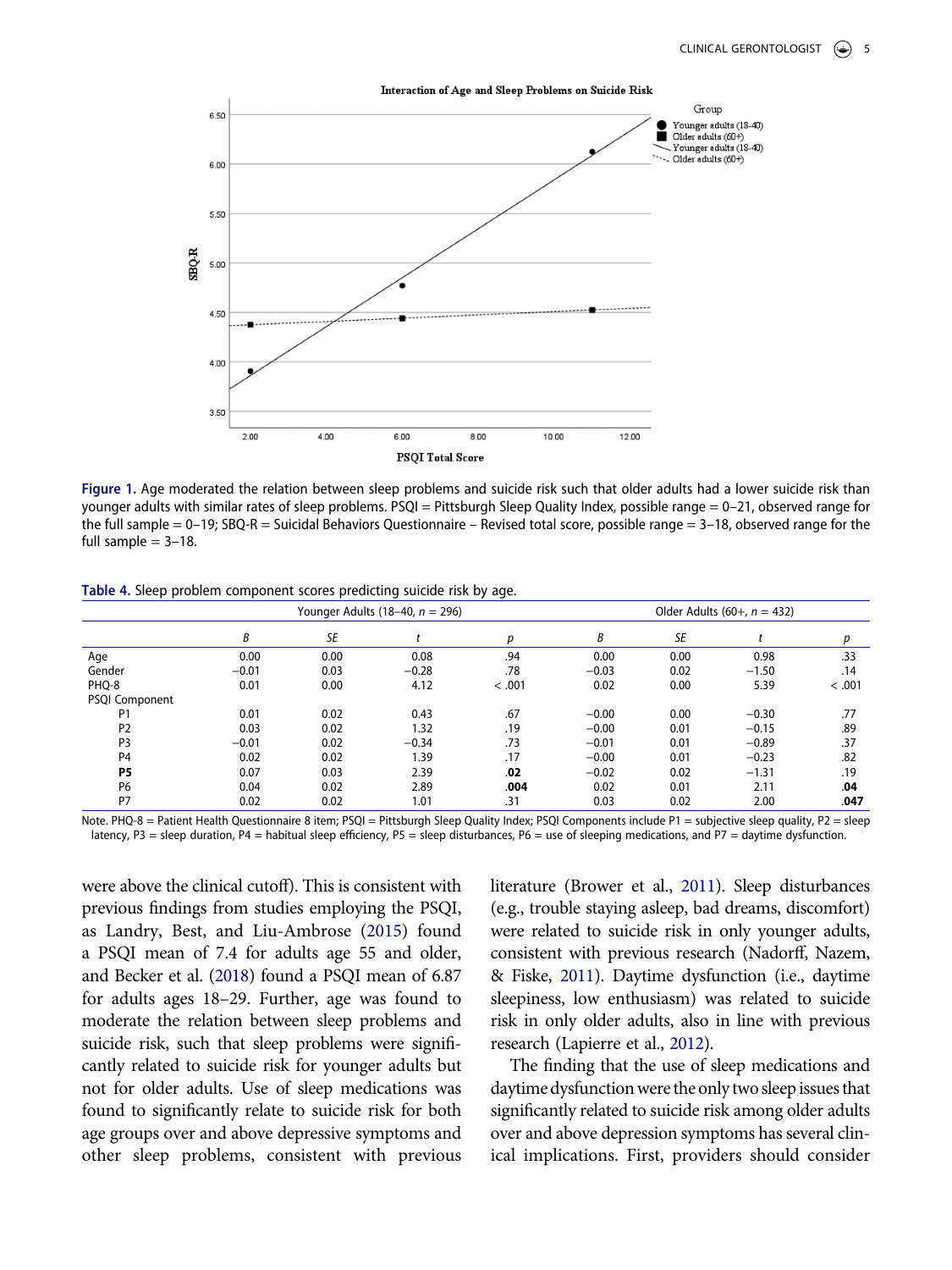Figure 1. Age moderated the relation between sleep problems and suicide risk such that older adults had a lower suicide risk than younger adults with similar rates of sleep problems. PSQI = Pittsburgh Sleep Quality Index, possible range = 0–21, observed range for the full sample = 0–19; SBQ-R = Suicidal Behaviors Questionnaire – Revised total score, possible range = 3–18, observed range for the full sample = 3–18.

Table 4. Sleep problem component scores predicting suicide risk by age.

| | Younger Adults (18–40, *n* = 296) | | | | Older Adults (60+, *n* = 432) | | | |
|---|---|---|---|---|---|---|---|---|
| | *B* | *SE* | *t* | *p* | *B* | *SE* | *t* | *p* |
| Age | 0.00 | 0.00 | 0.08 | .94 | 0.00 | 0.00 | 0.98 | .33 |
| Gender | −0.01 | 0.03 | −0.28 | .78 | −0.03 | 0.02 | −1.50 | .14 |
| PHQ-8 | 0.01 | 0.00 | 4.12 | < .001 | 0.02 | 0.00 | 5.39 | < .001 |
| PSQI Component | | | | | | | | |
| P1 | 0.01 | 0.02 | 0.43 | .67 | −0.00 | 0.00 | −0.30 | .77 |
| P2 | 0.03 | 0.02 | 1.32 | .19 | −0.00 | 0.01 | −0.15 | .89 |
| P3 | −0.01 | 0.02 | −0.34 | .73 | −0.01 | 0.01 | −0.89 | .37 |
| P4 | 0.02 | 0.02 | 1.39 | .17 | −0.00 | 0.01 | −0.23 | .82 |
| **P5** | 0.07 | 0.03 | 2.39 | **.02** | −0.02 | 0.02 | −1.31 | .19 |
| P6 | 0.04 | 0.02 | 2.89 | **.004** | 0.02 | 0.01 | 2.11 | **.04** |
| P7 | 0.02 | 0.02 | 1.01 | .31 | 0.03 | 0.02 | 2.00 | **.047** |

Note. PHQ-8 = Patient Health Questionnaire 8 item; PSQI = Pittsburgh Sleep Quality Index; PSQI Components include P1 = subjective sleep quality, P2 = sleep latency, P3 = sleep duration, P4 = habitual sleep efficiency, P5 = sleep disturbances, P6 = use of sleeping medications, and P7 = daytime dysfunction.

were above the clinical cutoff). This is consistent with previous findings from studies employing the PSQI, as Landry, Best, and Liu-Ambrose (2015) found a PSQI mean of 7.4 for adults age 55 and older, and Becker et al. (2018) found a PSQI mean of 6.87 for adults ages 18–29. Further, age was found to moderate the relation between sleep problems and suicide risk, such that sleep problems were significantly related to suicide risk for younger adults but not for older adults. Use of sleep medications was found to significantly relate to suicide risk for both age groups over and above depressive symptoms and other sleep problems, consistent with previous literature (Brower et al., 2011). Sleep disturbances (e.g., trouble staying asleep, bad dreams, discomfort) were related to suicide risk in only younger adults, consistent with previous research (Nadorff, Nazem, & Fiske, 2011). Daytime dysfunction (i.e., daytime sleepiness, low enthusiasm) was related to suicide risk in only older adults, also in line with previous research (Lapierre et al., 2012).

The finding that the use of sleep medications and daytime dysfunction were the only two sleep issues that significantly related to suicide risk among older adults over and above depression symptoms has several clinical implications. First, providers should consider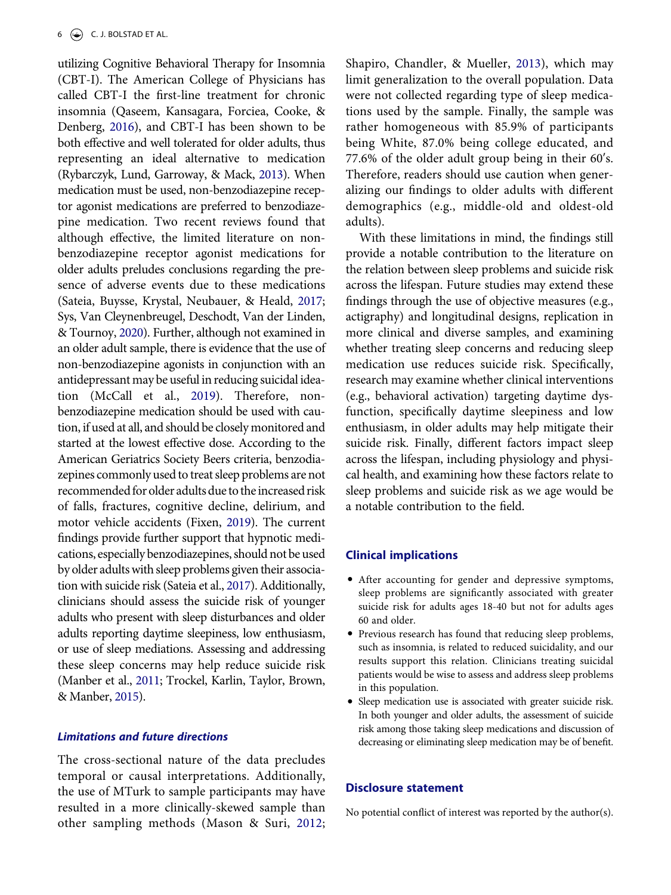utilizing Cognitive Behavioral Therapy for Insomnia (CBT-I). The American College of Physicians has called CBT-I the first-line treatment for chronic insomnia (Qaseem, Kansagara, Forciea, Cooke, & Denberg, 2016), and CBT-I has been shown to be both effective and well tolerated for older adults, thus representing an ideal alternative to medication (Rybarczyk, Lund, Garroway, & Mack, 2013). When medication must be used, non-benzodiazepine receptor agonist medications are preferred to benzodiazepine medication. Two recent reviews found that although effective, the limited literature on non-benzodiazepine receptor agonist medications for older adults preludes conclusions regarding the presence of adverse events due to these medications (Sateia, Buysse, Krystal, Neubauer, & Heald, 2017; Sys, Van Cleynenbreugel, Deschodt, Van der Linden, & Tournoy, 2020). Further, although not examined in an older adult sample, there is evidence that the use of non-benzodiazepine agonists in conjunction with an antidepressant may be useful in reducing suicidal ideation (McCall et al., 2019). Therefore, non-benzodiazepine medication should be used with caution, if used at all, and should be closely monitored and started at the lowest effective dose. According to the American Geriatrics Society Beers criteria, benzodiazepines commonly used to treat sleep problems are not recommended for older adults due to the increased risk of falls, fractures, cognitive decline, delirium, and motor vehicle accidents (Fixen, 2019). The current findings provide further support that hypnotic medications, especially benzodiazepines, should not be used by older adults with sleep problems given their association with suicide risk (Sateia et al., 2017). Additionally, clinicians should assess the suicide risk of younger adults who present with sleep disturbances and older adults reporting daytime sleepiness, low enthusiasm, or use of sleep mediations. Assessing and addressing these sleep concerns may help reduce suicide risk (Manber et al., 2011; Trockel, Karlin, Taylor, Brown, & Manber, 2015).

### *Limitations and future directions*

The cross-sectional nature of the data precludes temporal or causal interpretations. Additionally, the use of MTurk to sample participants may have resulted in a more clinically-skewed sample than other sampling methods (Mason & Suri, 2012; Shapiro, Chandler, & Mueller, 2013), which may limit generalization to the overall population. Data were not collected regarding type of sleep medications used by the sample. Finally, the sample was rather homogeneous with 85.9% of participants being White, 87.0% being college educated, and 77.6% of the older adult group being in their 60′s. Therefore, readers should use caution when generalizing our findings to older adults with different demographics (e.g., middle-old and oldest-old adults).

With these limitations in mind, the findings still provide a notable contribution to the literature on the relation between sleep problems and suicide risk across the lifespan. Future studies may extend these findings through the use of objective measures (e.g., actigraphy) and longitudinal designs, replication in more clinical and diverse samples, and examining whether treating sleep concerns and reducing sleep medication use reduces suicide risk. Specifically, research may examine whether clinical interventions (e.g., behavioral activation) targeting daytime dysfunction, specifically daytime sleepiness and low enthusiasm, in older adults may help mitigate their suicide risk. Finally, different factors impact sleep across the lifespan, including physiology and physical health, and examining how these factors relate to sleep problems and suicide risk as we age would be a notable contribution to the field.

## Clinical implications

- After accounting for gender and depressive symptoms, sleep problems are significantly associated with greater suicide risk for adults ages 18-40 but not for adults ages 60 and older.
- Previous research has found that reducing sleep problems, such as insomnia, is related to reduced suicidality, and our results support this relation. Clinicians treating suicidal patients would be wise to assess and address sleep problems in this population.
- Sleep medication use is associated with greater suicide risk. In both younger and older adults, the assessment of suicide risk among those taking sleep medications and discussion of decreasing or eliminating sleep medication may be of benefit.

## Disclosure statement

No potential conflict of interest was reported by the author(s).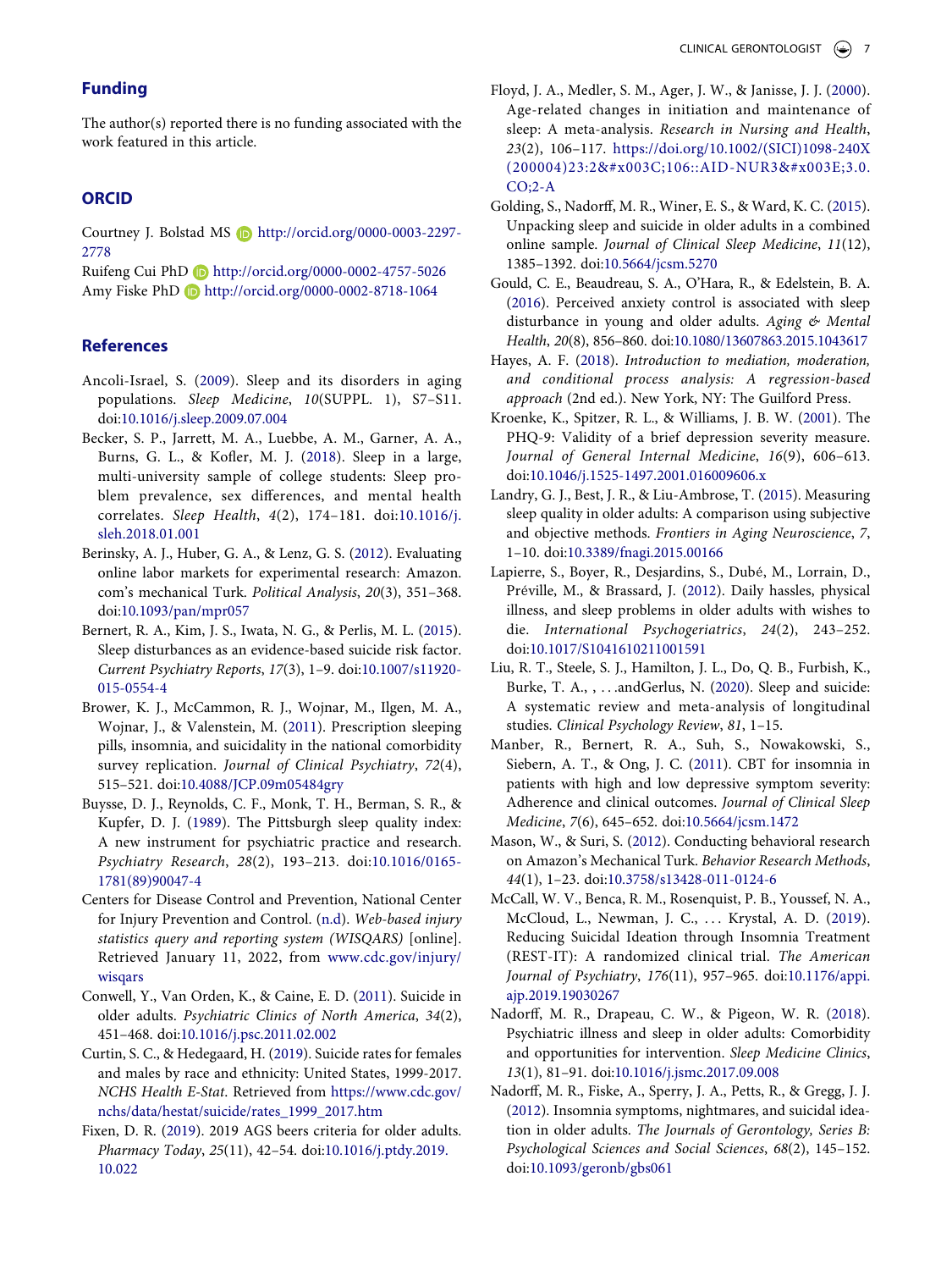## Funding

The author(s) reported there is no funding associated with the work featured in this article.

## ORCID

Courtney J. Bolstad MS http://orcid.org/0000-0003-2297-2778
Ruifeng Cui PhD http://orcid.org/0000-0002-4757-5026
Amy Fiske PhD http://orcid.org/0000-0002-8718-1064

## References

Ancoli-Israel, S. (2009). Sleep and its disorders in aging populations. *Sleep Medicine*, *10*(SUPPL. 1), S7–S11. doi:10.1016/j.sleep.2009.07.004

Becker, S. P., Jarrett, M. A., Luebbe, A. M., Garner, A. A., Burns, G. L., & Kofler, M. J. (2018). Sleep in a large, multi-university sample of college students: Sleep problem prevalence, sex differences, and mental health correlates. *Sleep Health*, *4*(2), 174–181. doi:10.1016/j.sleh.2018.01.001

Berinsky, A. J., Huber, G. A., & Lenz, G. S. (2012). Evaluating online labor markets for experimental research: Amazon.com's mechanical Turk. *Political Analysis*, *20*(3), 351–368. doi:10.1093/pan/mpr057

Bernert, R. A., Kim, J. S., Iwata, N. G., & Perlis, M. L. (2015). Sleep disturbances as an evidence-based suicide risk factor. *Current Psychiatry Reports*, *17*(3), 1–9. doi:10.1007/s11920-015-0554-4

Brower, K. J., McCammon, R. J., Wojnar, M., Ilgen, M. A., Wojnar, J., & Valenstein, M. (2011). Prescription sleeping pills, insomnia, and suicidality in the national comorbidity survey replication. *Journal of Clinical Psychiatry*, *72*(4), 515–521. doi:10.4088/JCP.09m05484gry

Buysse, D. J., Reynolds, C. F., Monk, T. H., Berman, S. R., & Kupfer, D. J. (1989). The Pittsburgh sleep quality index: A new instrument for psychiatric practice and research. *Psychiatry Research*, *28*(2), 193–213. doi:10.1016/0165-1781(89)90047-4

Centers for Disease Control and Prevention, National Center for Injury Prevention and Control. (n.d). *Web-based injury statistics query and reporting system (WISQARS)* [online]. Retrieved January 11, 2022, from www.cdc.gov/injury/wisqars

Conwell, Y., Van Orden, K., & Caine, E. D. (2011). Suicide in older adults. *Psychiatric Clinics of North America*, *34*(2), 451–468. doi:10.1016/j.psc.2011.02.002

Curtin, S. C., & Hedegaard, H. (2019). Suicide rates for females and males by race and ethnicity: United States, 1999-2017. *NCHS Health E-Stat*. Retrieved from https://www.cdc.gov/nchs/data/hestat/suicide/rates_1999_2017.htm

Fixen, D. R. (2019). 2019 AGS beers criteria for older adults. *Pharmacy Today*, *25*(11), 42–54. doi:10.1016/j.ptdy.2019.10.022

Floyd, J. A., Medler, S. M., Ager, J. W., & Janisse, J. J. (2000). Age-related changes in initiation and maintenance of sleep: A meta-analysis. *Research in Nursing and Health*, *23*(2), 106–117. https://doi.org/10.1002/(SICI)1098-240X(200004)23:2&#x003C;106::AID-NUR3&#x003E;3.0.CO;2-A

Golding, S., Nadorff, M. R., Winer, E. S., & Ward, K. C. (2015). Unpacking sleep and suicide in older adults in a combined online sample. *Journal of Clinical Sleep Medicine*, *11*(12), 1385–1392. doi:10.5664/jcsm.5270

Gould, C. E., Beaudreau, S. A., O'Hara, R., & Edelstein, B. A. (2016). Perceived anxiety control is associated with sleep disturbance in young and older adults. *Aging & Mental Health*, *20*(8), 856–860. doi:10.1080/13607863.2015.1043617

Hayes, A. F. (2018). *Introduction to mediation, moderation, and conditional process analysis: A regression-based approach* (2nd ed.). New York, NY: The Guilford Press.

Kroenke, K., Spitzer, R. L., & Williams, J. B. W. (2001). The PHQ-9: Validity of a brief depression severity measure. *Journal of General Internal Medicine*, *16*(9), 606–613. doi:10.1046/j.1525-1497.2001.016009606.x

Landry, G. J., Best, J. R., & Liu-Ambrose, T. (2015). Measuring sleep quality in older adults: A comparison using subjective and objective methods. *Frontiers in Aging Neuroscience*, *7*, 1–10. doi:10.3389/fnagi.2015.00166

Lapierre, S., Boyer, R., Desjardins, S., Dubé, M., Lorrain, D., Préville, M., & Brassard, J. (2012). Daily hassles, physical illness, and sleep problems in older adults with wishes to die. *International Psychogeriatrics*, *24*(2), 243–252. doi:10.1017/S1041610211001591

Liu, R. T., Steele, S. J., Hamilton, J. L., Do, Q. B., Furbish, K., Burke, T. A., , . . .andGerlus, N. (2020). Sleep and suicide: A systematic review and meta-analysis of longitudinal studies. *Clinical Psychology Review*, *81*, 1–15.

Manber, R., Bernert, R. A., Suh, S., Nowakowski, S., Siebern, A. T., & Ong, J. C. (2011). CBT for insomnia in patients with high and low depressive symptom severity: Adherence and clinical outcomes. *Journal of Clinical Sleep Medicine*, *7*(6), 645–652. doi:10.5664/jcsm.1472

Mason, W., & Suri, S. (2012). Conducting behavioral research on Amazon's Mechanical Turk. *Behavior Research Methods*, *44*(1), 1–23. doi:10.3758/s13428-011-0124-6

McCall, W. V., Benca, R. M., Rosenquist, P. B., Youssef, N. A., McCloud, L., Newman, J. C., . . . Krystal, A. D. (2019). Reducing Suicidal Ideation through Insomnia Treatment (REST-IT): A randomized clinical trial. *The American Journal of Psychiatry*, *176*(11), 957–965. doi:10.1176/appi.ajp.2019.19030267

Nadorff, M. R., Drapeau, C. W., & Pigeon, W. R. (2018). Psychiatric illness and sleep in older adults: Comorbidity and opportunities for intervention. *Sleep Medicine Clinics*, *13*(1), 81–91. doi:10.1016/j.jsmc.2017.09.008

Nadorff, M. R., Fiske, A., Sperry, J. A., Petts, R., & Gregg, J. J. (2012). Insomnia symptoms, nightmares, and suicidal ideation in older adults. *The Journals of Gerontology, Series B: Psychological Sciences and Social Sciences*, *68*(2), 145–152. doi:10.1093/geronb/gbs061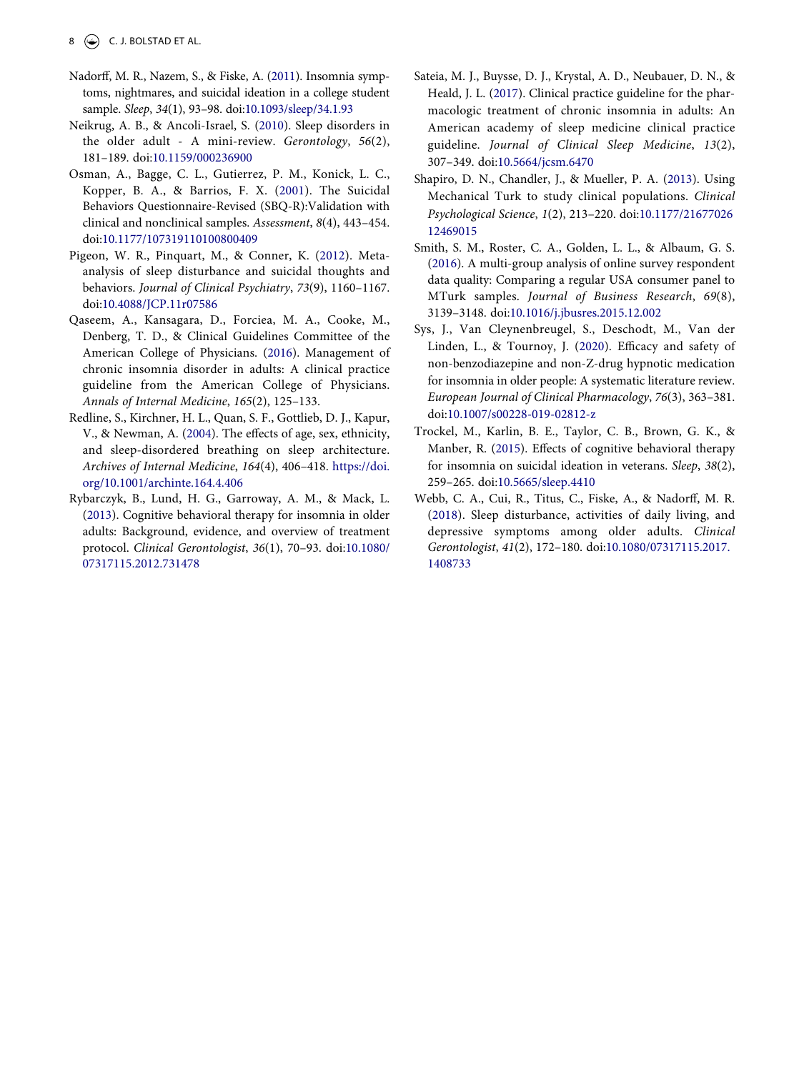Nadorff, M. R., Nazem, S., & Fiske, A. (2011). Insomnia symptoms, nightmares, and suicidal ideation in a college student sample. *Sleep*, *34*(1), 93–98. doi:10.1093/sleep/34.1.93

Neikrug, A. B., & Ancoli-Israel, S. (2010). Sleep disorders in the older adult - A mini-review. *Gerontology*, *56*(2), 181–189. doi:10.1159/000236900

Osman, A., Bagge, C. L., Gutierrez, P. M., Konick, L. C., Kopper, B. A., & Barrios, F. X. (2001). The Suicidal Behaviors Questionnaire-Revised (SBQ-R):Validation with clinical and nonclinical samples. *Assessment*, *8*(4), 443–454. doi:10.1177/107319110100800409

Pigeon, W. R., Pinquart, M., & Conner, K. (2012). Meta-analysis of sleep disturbance and suicidal thoughts and behaviors. *Journal of Clinical Psychiatry*, *73*(9), 1160–1167. doi:10.4088/JCP.11r07586

Qaseem, A., Kansagara, D., Forciea, M. A., Cooke, M., Denberg, T. D., & Clinical Guidelines Committee of the American College of Physicians. (2016). Management of chronic insomnia disorder in adults: A clinical practice guideline from the American College of Physicians. *Annals of Internal Medicine*, *165*(2), 125–133.

Redline, S., Kirchner, H. L., Quan, S. F., Gottlieb, D. J., Kapur, V., & Newman, A. (2004). The effects of age, sex, ethnicity, and sleep-disordered breathing on sleep architecture. *Archives of Internal Medicine*, *164*(4), 406–418. https://doi.org/10.1001/archinte.164.4.406

Rybarczyk, B., Lund, H. G., Garroway, A. M., & Mack, L. (2013). Cognitive behavioral therapy for insomnia in older adults: Background, evidence, and overview of treatment protocol. *Clinical Gerontologist*, *36*(1), 70–93. doi:10.1080/07317115.2012.731478

Sateia, M. J., Buysse, D. J., Krystal, A. D., Neubauer, D. N., & Heald, J. L. (2017). Clinical practice guideline for the pharmacologic treatment of chronic insomnia in adults: An American academy of sleep medicine clinical practice guideline. *Journal of Clinical Sleep Medicine*, *13*(2), 307–349. doi:10.5664/jcsm.6470

Shapiro, D. N., Chandler, J., & Mueller, P. A. (2013). Using Mechanical Turk to study clinical populations. *Clinical Psychological Science*, *1*(2), 213–220. doi:10.1177/2167702612469015

Smith, S. M., Roster, C. A., Golden, L. L., & Albaum, G. S. (2016). A multi-group analysis of online survey respondent data quality: Comparing a regular USA consumer panel to MTurk samples. *Journal of Business Research*, *69*(8), 3139–3148. doi:10.1016/j.jbusres.2015.12.002

Sys, J., Van Cleynenbreugel, S., Deschodt, M., Van der Linden, L., & Tournoy, J. (2020). Efficacy and safety of non-benzodiazepine and non-Z-drug hypnotic medication for insomnia in older people: A systematic literature review. *European Journal of Clinical Pharmacology*, *76*(3), 363–381. doi:10.1007/s00228-019-02812-z

Trockel, M., Karlin, B. E., Taylor, C. B., Brown, G. K., & Manber, R. (2015). Effects of cognitive behavioral therapy for insomnia on suicidal ideation in veterans. *Sleep*, *38*(2), 259–265. doi:10.5665/sleep.4410

Webb, C. A., Cui, R., Titus, C., Fiske, A., & Nadorff, M. R. (2018). Sleep disturbance, activities of daily living, and depressive symptoms among older adults. *Clinical Gerontologist*, *41*(2), 172–180. doi:10.1080/07317115.2017.1408733